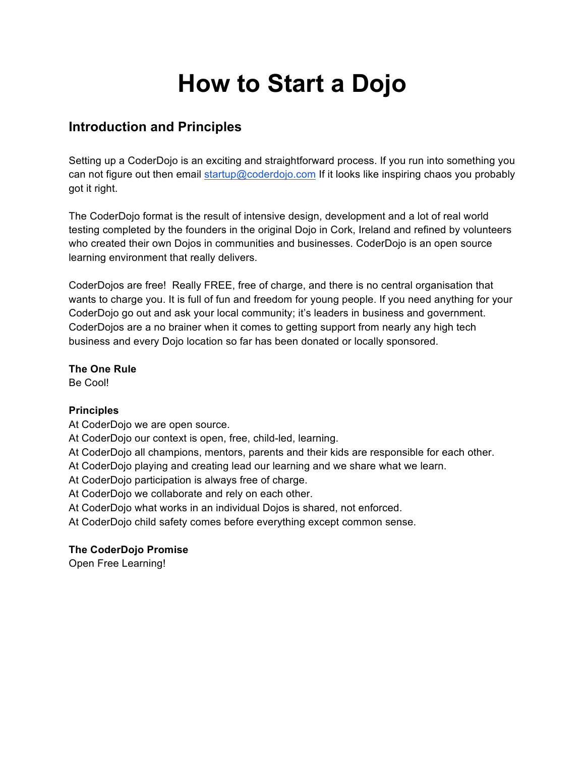# How to Start a Dojo

## Introduction and Principles

Setting up a CoderDojo is an exciting and straightforward process. If you run into something you can not figure out then email startup@coderdojo.com If it looks like inspiring chaos you probably got it right.

The CoderDojo format is the result of intensive design, development and a lot of real world testing completed by the founders in the original Dojo in Cork, Ireland and refined by volunteers who created their own Dojos in communities and businesses. CoderDojo is an open source learning environment that really delivers.

CoderDojos are free! Really FREE, free of charge, and there is no central organisation that wants to charge you. It is full of fun and freedom for young people. If you need anything for your CoderDojo go out and ask your local community; it's leaders in business and government. CoderDojos are a no brainer when it comes to getting support from nearly any high tech business and every Dojo location so far has been donated or locally sponsored.

**The One Rule**
Be Cool!

**Principles**
At CoderDojo we are open source.
At CoderDojo our context is open, free, child-led, learning.
At CoderDojo all champions, mentors, parents and their kids are responsible for each other.
At CoderDojo playing and creating lead our learning and we share what we learn.
At CoderDojo participation is always free of charge.
At CoderDojo we collaborate and rely on each other.
At CoderDojo what works in an individual Dojos is shared, not enforced.
At CoderDojo child safety comes before everything except common sense.

**The CoderDojo Promise**
Open Free Learning!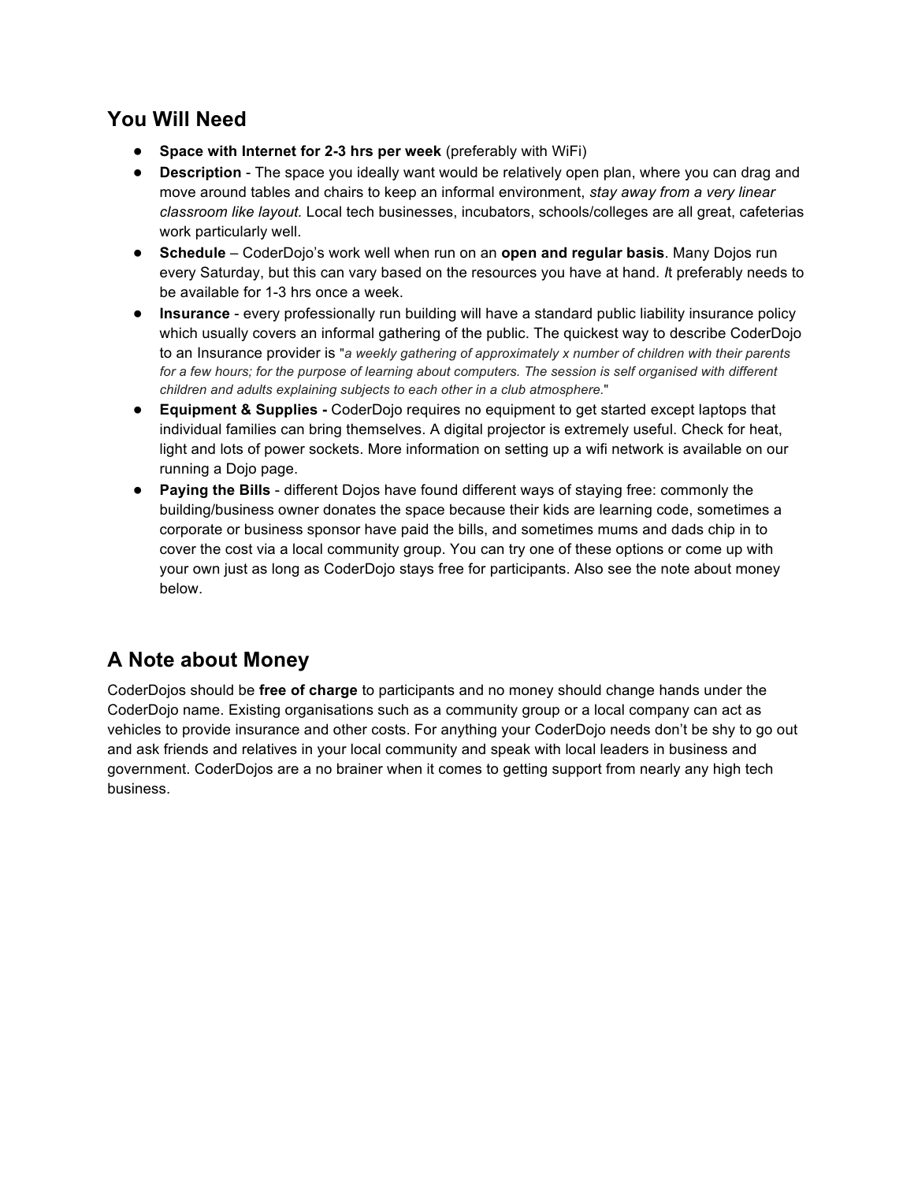## You Will Need

- **Space with Internet for 2-3 hrs per week** (preferably with WiFi)
- **Description** - The space you ideally want would be relatively open plan, where you can drag and move around tables and chairs to keep an informal environment, *stay away from a very linear classroom like layout.* Local tech businesses, incubators, schools/colleges are all great, cafeterias work particularly well.
- **Schedule** – CoderDojo's work well when run on an **open and regular basis**. Many Dojos run every Saturday, but this can vary based on the resources you have at hand. *I*t preferably needs to be available for 1-3 hrs once a week.
- **Insurance** - every professionally run building will have a standard public liability insurance policy which usually covers an informal gathering of the public. The quickest way to describe CoderDojo to an Insurance provider is "*a weekly gathering of approximately x number of children with their parents for a few hours; for the purpose of learning about computers. The session is self organised with different children and adults explaining subjects to each other in a club atmosphere.*"
- **Equipment & Supplies -** CoderDojo requires no equipment to get started except laptops that individual families can bring themselves. A digital projector is extremely useful. Check for heat, light and lots of power sockets. More information on setting up a wifi network is available on our running a Dojo page.
- **Paying the Bills** - different Dojos have found different ways of staying free: commonly the building/business owner donates the space because their kids are learning code, sometimes a corporate or business sponsor have paid the bills, and sometimes mums and dads chip in to cover the cost via a local community group. You can try one of these options or come up with your own just as long as CoderDojo stays free for participants. Also see the note about money below.

## A Note about Money

CoderDojos should be **free of charge** to participants and no money should change hands under the CoderDojo name. Existing organisations such as a community group or a local company can act as vehicles to provide insurance and other costs. For anything your CoderDojo needs don't be shy to go out and ask friends and relatives in your local community and speak with local leaders in business and government. CoderDojos are a no brainer when it comes to getting support from nearly any high tech business.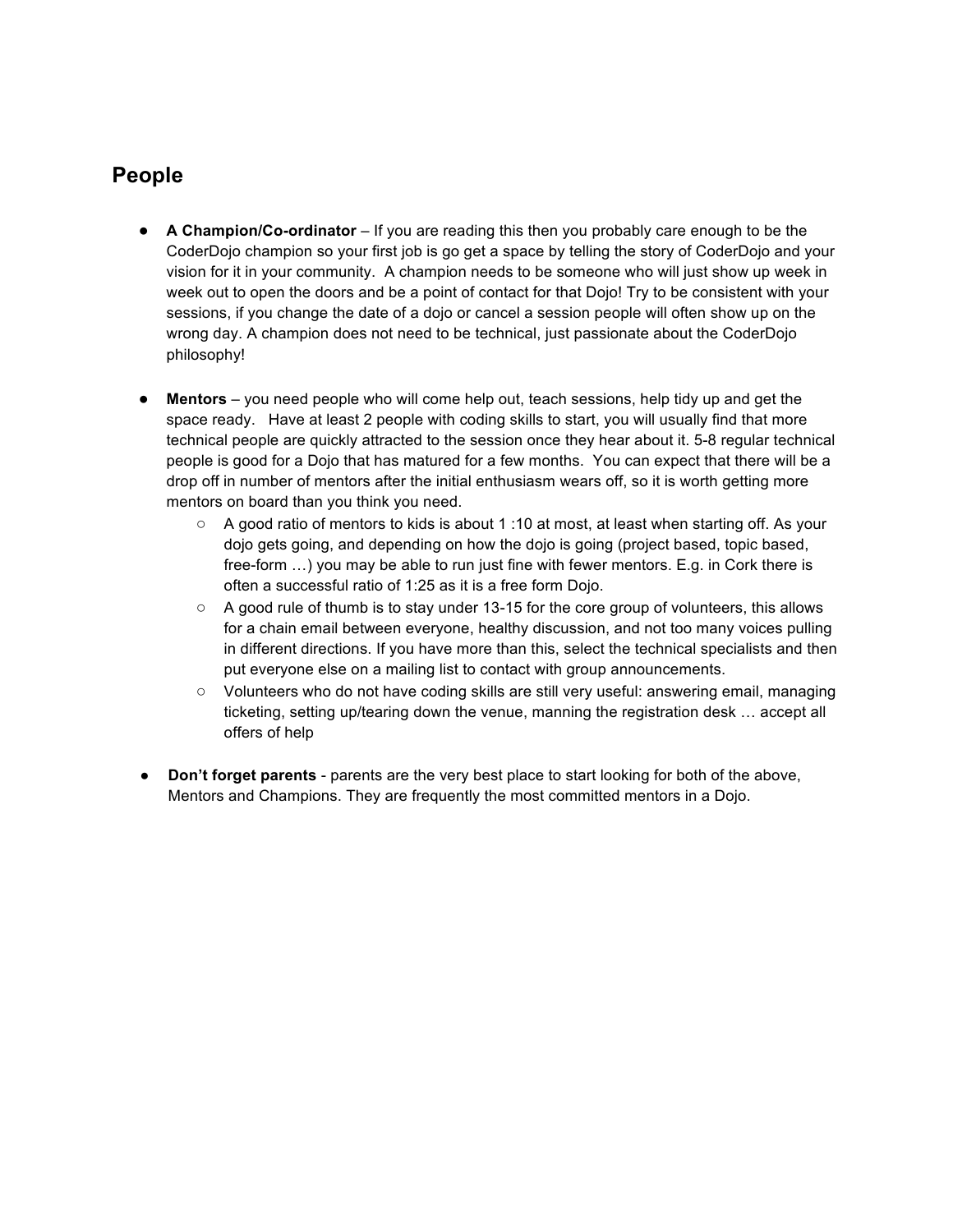## People

- **A Champion/Co-ordinator** – If you are reading this then you probably care enough to be the CoderDojo champion so your first job is go get a space by telling the story of CoderDojo and your vision for it in your community. A champion needs to be someone who will just show up week in week out to open the doors and be a point of contact for that Dojo! Try to be consistent with your sessions, if you change the date of a dojo or cancel a session people will often show up on the wrong day. A champion does not need to be technical, just passionate about the CoderDojo philosophy!

- **Mentors** – you need people who will come help out, teach sessions, help tidy up and get the space ready. Have at least 2 people with coding skills to start, you will usually find that more technical people are quickly attracted to the session once they hear about it. 5-8 regular technical people is good for a Dojo that has matured for a few months. You can expect that there will be a drop off in number of mentors after the initial enthusiasm wears off, so it is worth getting more mentors on board than you think you need.
  - A good ratio of mentors to kids is about 1 :10 at most, at least when starting off. As your dojo gets going, and depending on how the dojo is going (project based, topic based, free-form …) you may be able to run just fine with fewer mentors. E.g. in Cork there is often a successful ratio of 1:25 as it is a free form Dojo.
  - A good rule of thumb is to stay under 13-15 for the core group of volunteers, this allows for a chain email between everyone, healthy discussion, and not too many voices pulling in different directions. If you have more than this, select the technical specialists and then put everyone else on a mailing list to contact with group announcements.
  - Volunteers who do not have coding skills are still very useful: answering email, managing ticketing, setting up/tearing down the venue, manning the registration desk … accept all offers of help

- **Don't forget parents** - parents are the very best place to start looking for both of the above, Mentors and Champions. They are frequently the most committed mentors in a Dojo.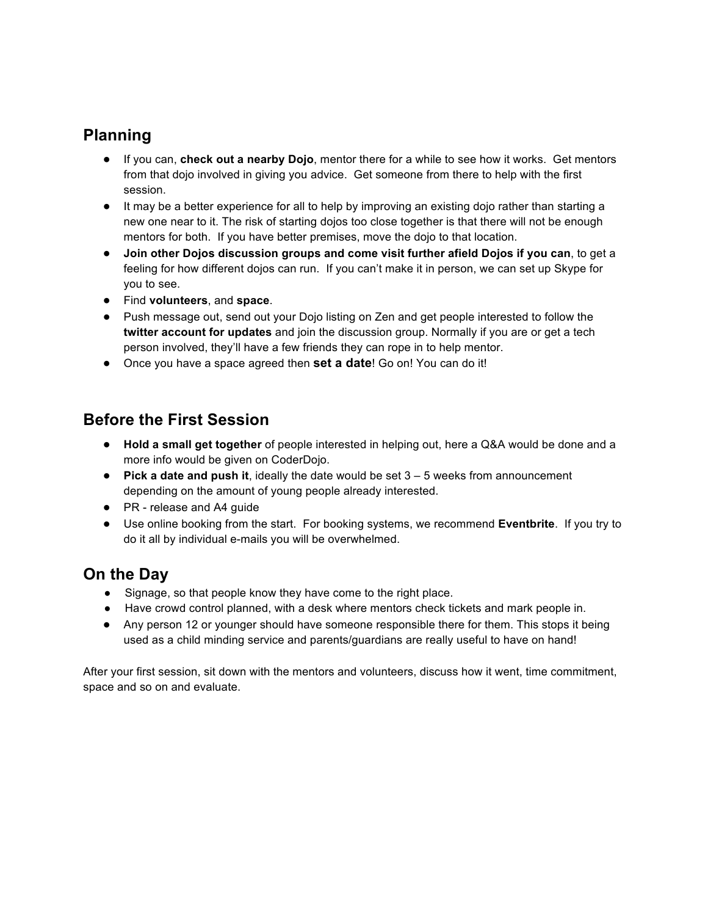## Planning

- If you can, **check out a nearby Dojo**, mentor there for a while to see how it works. Get mentors from that dojo involved in giving you advice. Get someone from there to help with the first session.
- It may be a better experience for all to help by improving an existing dojo rather than starting a new one near to it. The risk of starting dojos too close together is that there will not be enough mentors for both. If you have better premises, move the dojo to that location.
- **Join other Dojos discussion groups and come visit further afield Dojos if you can**, to get a feeling for how different dojos can run. If you can't make it in person, we can set up Skype for you to see.
- Find **volunteers**, and **space**.
- Push message out, send out your Dojo listing on Zen and get people interested to follow the **twitter account for updates** and join the discussion group. Normally if you are or get a tech person involved, they'll have a few friends they can rope in to help mentor.
- Once you have a space agreed then **set a date**! Go on! You can do it!

## Before the First Session

- **Hold a small get together** of people interested in helping out, here a Q&A would be done and a more info would be given on CoderDojo.
- **Pick a date and push it**, ideally the date would be set 3 – 5 weeks from announcement depending on the amount of young people already interested.
- PR - release and A4 guide
- Use online booking from the start. For booking systems, we recommend **Eventbrite**. If you try to do it all by individual e-mails you will be overwhelmed.

## On the Day

- Signage, so that people know they have come to the right place.
- Have crowd control planned, with a desk where mentors check tickets and mark people in.
- Any person 12 or younger should have someone responsible there for them. This stops it being used as a child minding service and parents/guardians are really useful to have on hand!

After your first session, sit down with the mentors and volunteers, discuss how it went, time commitment, space and so on and evaluate.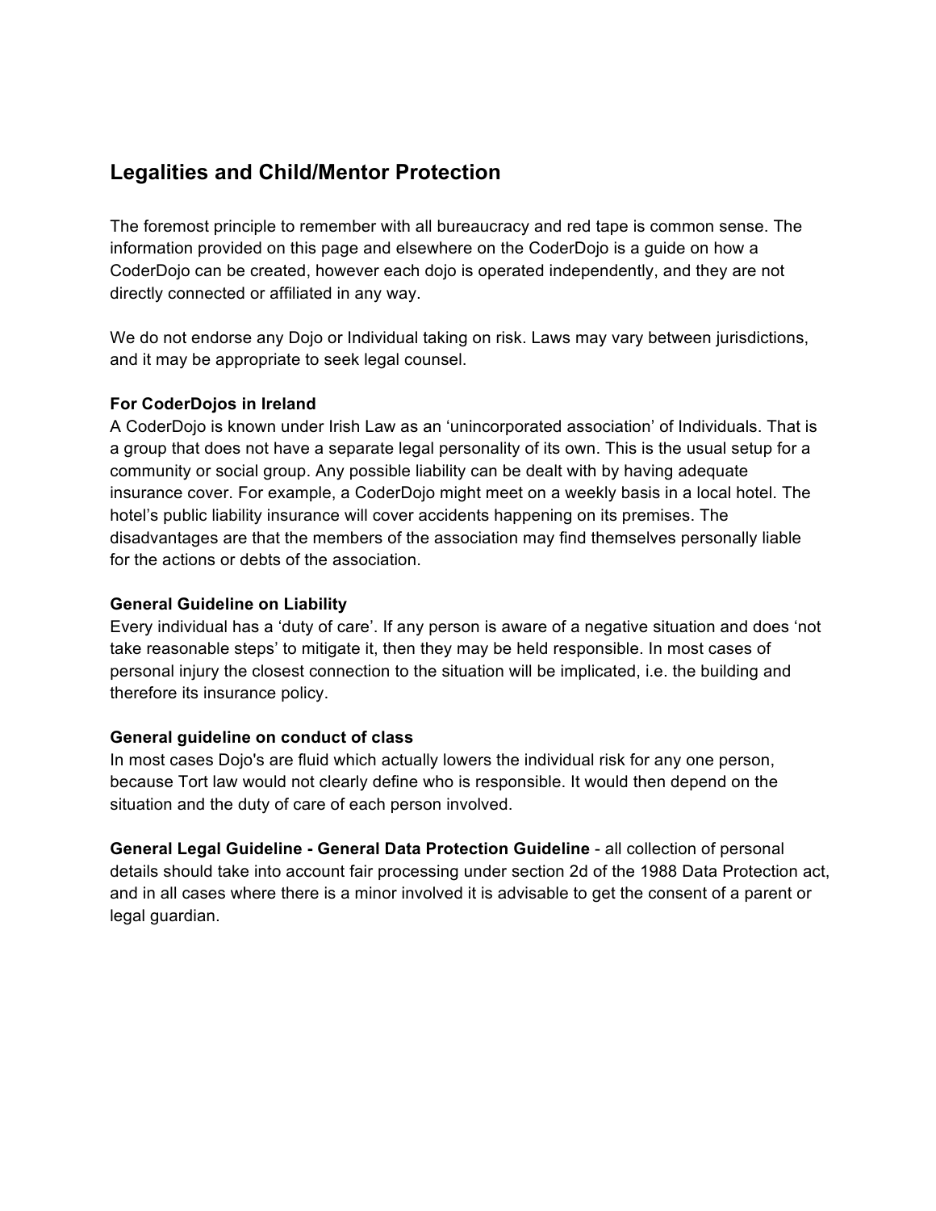## Legalities and Child/Mentor Protection

The foremost principle to remember with all bureaucracy and red tape is common sense. The information provided on this page and elsewhere on the CoderDojo is a guide on how a CoderDojo can be created, however each dojo is operated independently, and they are not directly connected or affiliated in any way.

We do not endorse any Dojo or Individual taking on risk. Laws may vary between jurisdictions, and it may be appropriate to seek legal counsel.

**For CoderDojos in Ireland**

A CoderDojo is known under Irish Law as an 'unincorporated association' of Individuals. That is a group that does not have a separate legal personality of its own. This is the usual setup for a community or social group. Any possible liability can be dealt with by having adequate insurance cover. For example, a CoderDojo might meet on a weekly basis in a local hotel. The hotel's public liability insurance will cover accidents happening on its premises. The disadvantages are that the members of the association may find themselves personally liable for the actions or debts of the association.

**General Guideline on Liability**

Every individual has a 'duty of care'. If any person is aware of a negative situation and does 'not take reasonable steps' to mitigate it, then they may be held responsible. In most cases of personal injury the closest connection to the situation will be implicated, i.e. the building and therefore its insurance policy.

**General guideline on conduct of class**

In most cases Dojo's are fluid which actually lowers the individual risk for any one person, because Tort law would not clearly define who is responsible. It would then depend on the situation and the duty of care of each person involved.

**General Legal Guideline - General Data Protection Guideline** - all collection of personal details should take into account fair processing under section 2d of the 1988 Data Protection act, and in all cases where there is a minor involved it is advisable to get the consent of a parent or legal guardian.